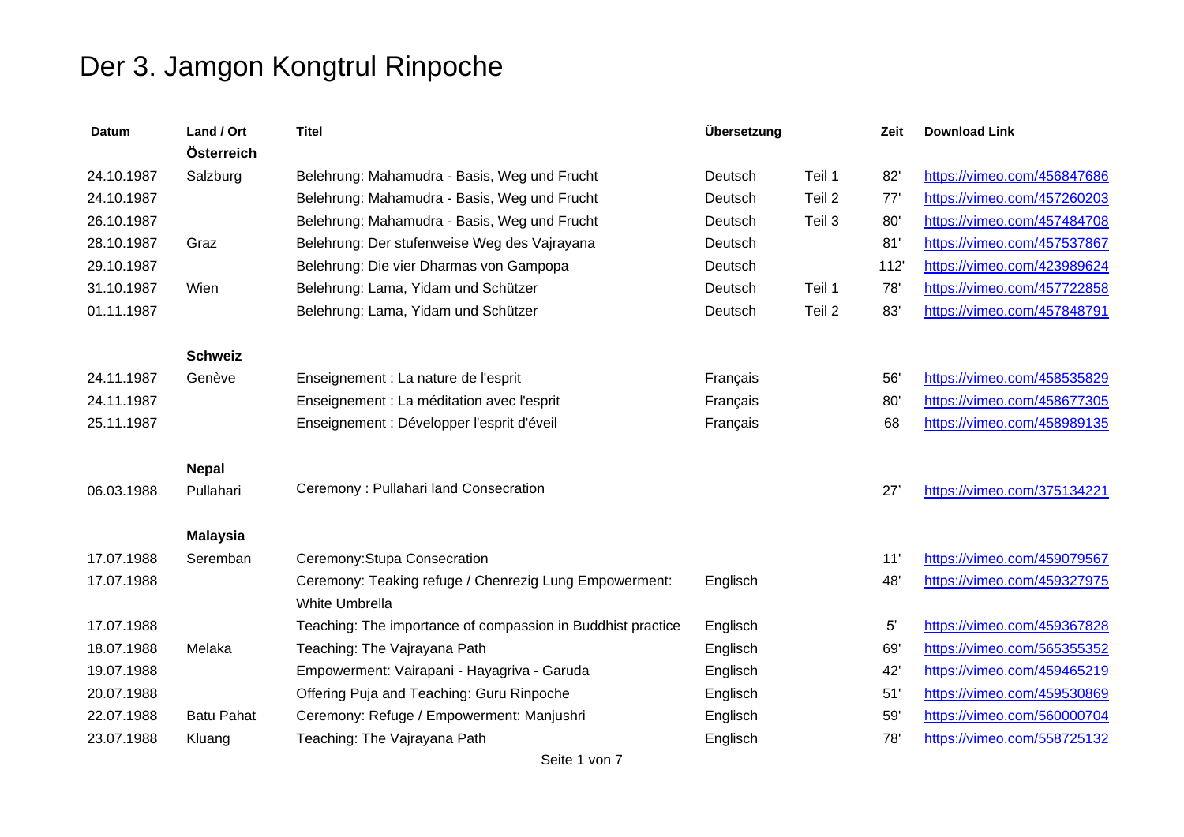# Der 3. Jamgon Kongtrul Rinpoche

| Datum | Land / Ort | Titel | Übersetzung | | Zeit | Download Link |
|---|---|---|---|---|---|---|
| | **Österreich** | | | | | |
| 24.10.1987 | Salzburg | Belehrung: Mahamudra - Basis, Weg und Frucht | Deutsch | Teil 1 | 82' | https://vimeo.com/456847686 |
| 24.10.1987 | | Belehrung: Mahamudra - Basis, Weg und Frucht | Deutsch | Teil 2 | 77' | https://vimeo.com/457260203 |
| 26.10.1987 | | Belehrung: Mahamudra - Basis, Weg und Frucht | Deutsch | Teil 3 | 80' | https://vimeo.com/457484708 |
| 28.10.1987 | Graz | Belehrung: Der stufenweise Weg des Vajrayana | Deutsch | | 81' | https://vimeo.com/457537867 |
| 29.10.1987 | | Belehrung: Die vier Dharmas von Gampopa | Deutsch | | 112' | https://vimeo.com/423989624 |
| 31.10.1987 | Wien | Belehrung: Lama, Yidam und Schützer | Deutsch | Teil 1 | 78' | https://vimeo.com/457722858 |
| 01.11.1987 | | Belehrung: Lama, Yidam und Schützer | Deutsch | Teil 2 | 83' | https://vimeo.com/457848791 |
| | **Schweiz** | | | | | |
| 24.11.1987 | Genève | Enseignement : La nature de l'esprit | Français | | 56' | https://vimeo.com/458535829 |
| 24.11.1987 | | Enseignement : La méditation avec l'esprit | Français | | 80' | https://vimeo.com/458677305 |
| 25.11.1987 | | Enseignement : Développer l'esprit d'éveil | Français | | 68 | https://vimeo.com/458989135 |
| | **Nepal** | | | | | |
| 06.03.1988 | Pullahari | Ceremony : Pullahari land Consecration | | | 27' | https://vimeo.com/375134221 |
| | **Malaysia** | | | | | |
| 17.07.1988 | Seremban | Ceremony:Stupa Consecration | | | 11' | https://vimeo.com/459079567 |
| 17.07.1988 | | Ceremony: Teaking refuge / Chenrezig Lung Empowerment: White Umbrella | Englisch | | 48' | https://vimeo.com/459327975 |
| 17.07.1988 | | Teaching: The importance of compassion in Buddhist practice | Englisch | | 5' | https://vimeo.com/459367828 |
| 18.07.1988 | Melaka | Teaching: The Vajrayana Path | Englisch | | 69' | https://vimeo.com/565355352 |
| 19.07.1988 | | Empowerment: Vairapani - Hayagriva - Garuda | Englisch | | 42' | https://vimeo.com/459465219 |
| 20.07.1988 | | Offering Puja and Teaching: Guru Rinpoche | Englisch | | 51' | https://vimeo.com/459530869 |
| 22.07.1988 | Batu Pahat | Ceremony: Refuge / Empowerment: Manjushri | Englisch | | 59' | https://vimeo.com/560000704 |
| 23.07.1988 | Kluang | Teaching: The Vajrayana Path | Englisch | | 78' | https://vimeo.com/558725132 |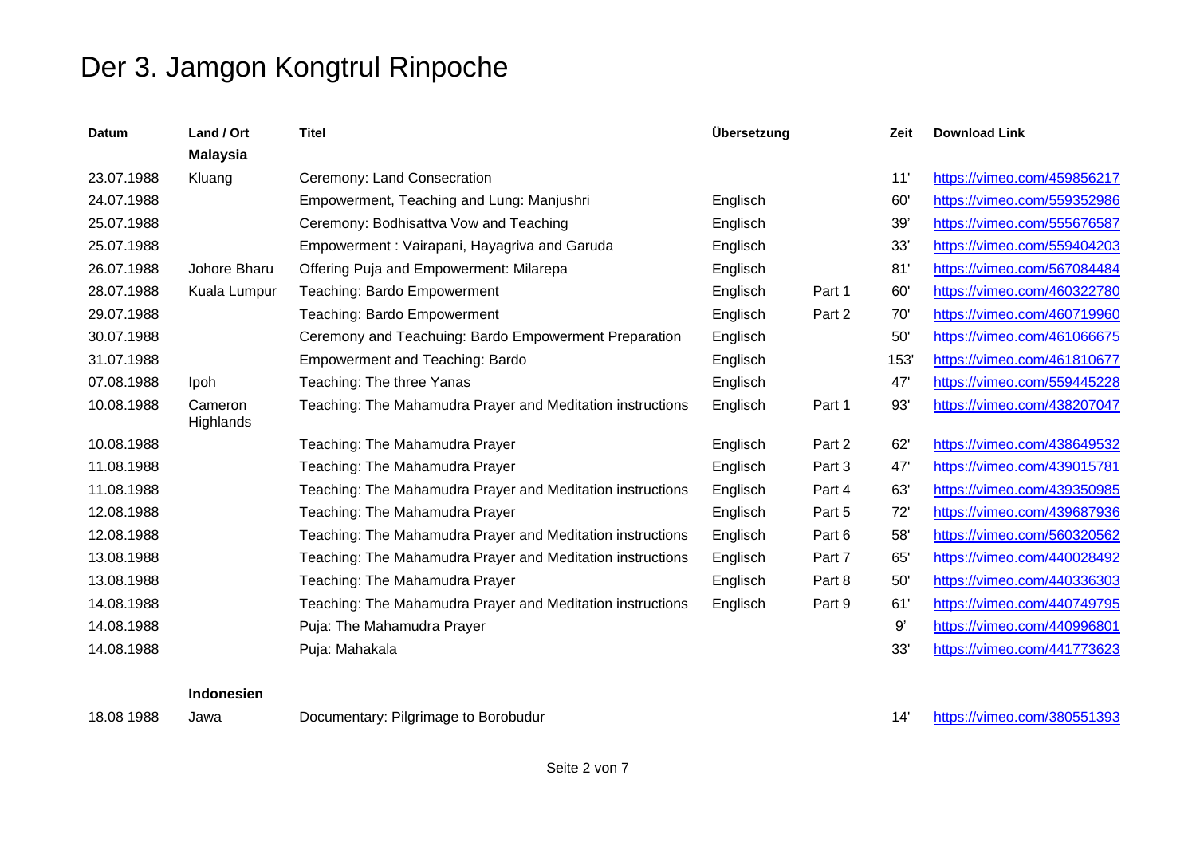# Der 3. Jamgon Kongtrul Rinpoche

| Datum | Land / Ort | Titel | Übersetzung | | Zeit | Download Link |
|---|---|---|---|---|---|---|
| | **Malaysia** | | | | | |
| 23.07.1988 | Kluang | Ceremony: Land Consecration | | | 11' | https://vimeo.com/459856217 |
| 24.07.1988 | | Empowerment, Teaching and Lung: Manjushri | Englisch | | 60' | https://vimeo.com/559352986 |
| 25.07.1988 | | Ceremony: Bodhisattva Vow and Teaching | Englisch | | 39' | https://vimeo.com/555676587 |
| 25.07.1988 | | Empowerment : Vairapani, Hayagriva and Garuda | Englisch | | 33' | https://vimeo.com/559404203 |
| 26.07.1988 | Johore Bharu | Offering Puja and Empowerment: Milarepa | Englisch | | 81' | https://vimeo.com/567084484 |
| 28.07.1988 | Kuala Lumpur | Teaching: Bardo Empowerment | Englisch | Part 1 | 60' | https://vimeo.com/460322780 |
| 29.07.1988 | | Teaching: Bardo Empowerment | Englisch | Part 2 | 70' | https://vimeo.com/460719960 |
| 30.07.1988 | | Ceremony and Teachuing: Bardo Empowerment Preparation | Englisch | | 50' | https://vimeo.com/461066675 |
| 31.07.1988 | | Empowerment and Teaching: Bardo | Englisch | | 153' | https://vimeo.com/461810677 |
| 07.08.1988 | Ipoh | Teaching: The three Yanas | Englisch | | 47' | https://vimeo.com/559445228 |
| 10.08.1988 | Cameron Highlands | Teaching: The Mahamudra Prayer and Meditation instructions | Englisch | Part 1 | 93' | https://vimeo.com/438207047 |
| 10.08.1988 | | Teaching: The Mahamudra Prayer | Englisch | Part 2 | 62' | https://vimeo.com/438649532 |
| 11.08.1988 | | Teaching: The Mahamudra Prayer | Englisch | Part 3 | 47' | https://vimeo.com/439015781 |
| 11.08.1988 | | Teaching: The Mahamudra Prayer and Meditation instructions | Englisch | Part 4 | 63' | https://vimeo.com/439350985 |
| 12.08.1988 | | Teaching: The Mahamudra Prayer | Englisch | Part 5 | 72' | https://vimeo.com/439687936 |
| 12.08.1988 | | Teaching: The Mahamudra Prayer and Meditation instructions | Englisch | Part 6 | 58' | https://vimeo.com/560320562 |
| 13.08.1988 | | Teaching: The Mahamudra Prayer and Meditation instructions | Englisch | Part 7 | 65' | https://vimeo.com/440028492 |
| 13.08.1988 | | Teaching: The Mahamudra Prayer | Englisch | Part 8 | 50' | https://vimeo.com/440336303 |
| 14.08.1988 | | Teaching: The Mahamudra Prayer and Meditation instructions | Englisch | Part 9 | 61' | https://vimeo.com/440749795 |
| 14.08.1988 | | Puja: The Mahamudra Prayer | | | 9' | https://vimeo.com/440996801 |
| 14.08.1988 | | Puja: Mahakala | | | 33' | https://vimeo.com/441773623 |
| | **Indonesien** | | | | | |
| 18.08 1988 | Jawa | Documentary: Pilgrimage to Borobudur | | | 14' | https://vimeo.com/380551393 |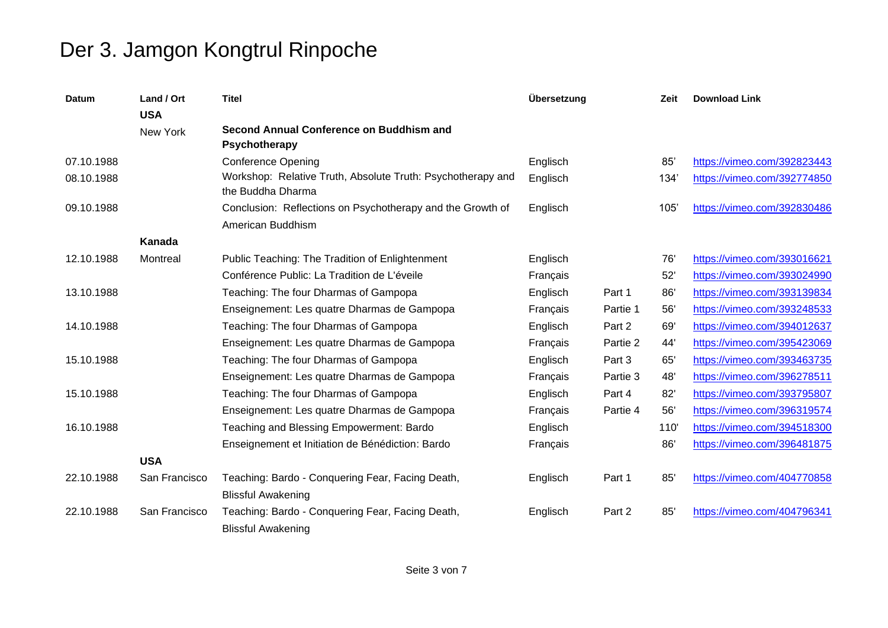# Der 3. Jamgon Kongtrul Rinpoche

| Datum | Land / Ort | Titel | Übersetzung | | Zeit | Download Link |
|---|---|---|---|---|---|---|
| | **USA** | | | | | |
| | New York | **Second Annual Conference on Buddhism and Psychotherapy** | | | | |
| 07.10.1988 | | Conference Opening | Englisch | | 85’ | https://vimeo.com/392823443 |
| 08.10.1988 | | Workshop: Relative Truth, Absolute Truth: Psychotherapy and the Buddha Dharma | Englisch | | 134’ | https://vimeo.com/392774850 |
| 09.10.1988 | | Conclusion: Reflections on Psychotherapy and the Growth of American Buddhism | Englisch | | 105’ | https://vimeo.com/392830486 |
| | **Kanada** | | | | | |
| 12.10.1988 | Montreal | Public Teaching: The Tradition of Enlightenment | Englisch | | 76' | https://vimeo.com/393016621 |
| | | Conférence Public: La Tradition de L'éveile | Français | | 52' | https://vimeo.com/393024990 |
| 13.10.1988 | | Teaching: The four Dharmas of Gampopa | Englisch | Part 1 | 86' | https://vimeo.com/393139834 |
| | | Enseignement: Les quatre Dharmas de Gampopa | Français | Partie 1 | 56' | https://vimeo.com/393248533 |
| 14.10.1988 | | Teaching: The four Dharmas of Gampopa | Englisch | Part 2 | 69' | https://vimeo.com/394012637 |
| | | Enseignement: Les quatre Dharmas de Gampopa | Français | Partie 2 | 44' | https://vimeo.com/395423069 |
| 15.10.1988 | | Teaching: The four Dharmas of Gampopa | Englisch | Part 3 | 65' | https://vimeo.com/393463735 |
| | | Enseignement: Les quatre Dharmas de Gampopa | Français | Partie 3 | 48' | https://vimeo.com/396278511 |
| 15.10.1988 | | Teaching: The four Dharmas of Gampopa | Englisch | Part 4 | 82' | https://vimeo.com/393795807 |
| | | Enseignement: Les quatre Dharmas de Gampopa | Français | Partie 4 | 56' | https://vimeo.com/396319574 |
| 16.10.1988 | | Teaching and Blessing Empowerment: Bardo | Englisch | | 110' | https://vimeo.com/394518300 |
| | | Enseignement et Initiation de Bénédiction: Bardo | Français | | 86' | https://vimeo.com/396481875 |
| | **USA** | | | | | |
| 22.10.1988 | San Francisco | Teaching: Bardo - Conquering Fear, Facing Death, Blissful Awakening | Englisch | Part 1 | 85' | https://vimeo.com/404770858 |
| 22.10.1988 | San Francisco | Teaching: Bardo - Conquering Fear, Facing Death, Blissful Awakening | Englisch | Part 2 | 85' | https://vimeo.com/404796341 |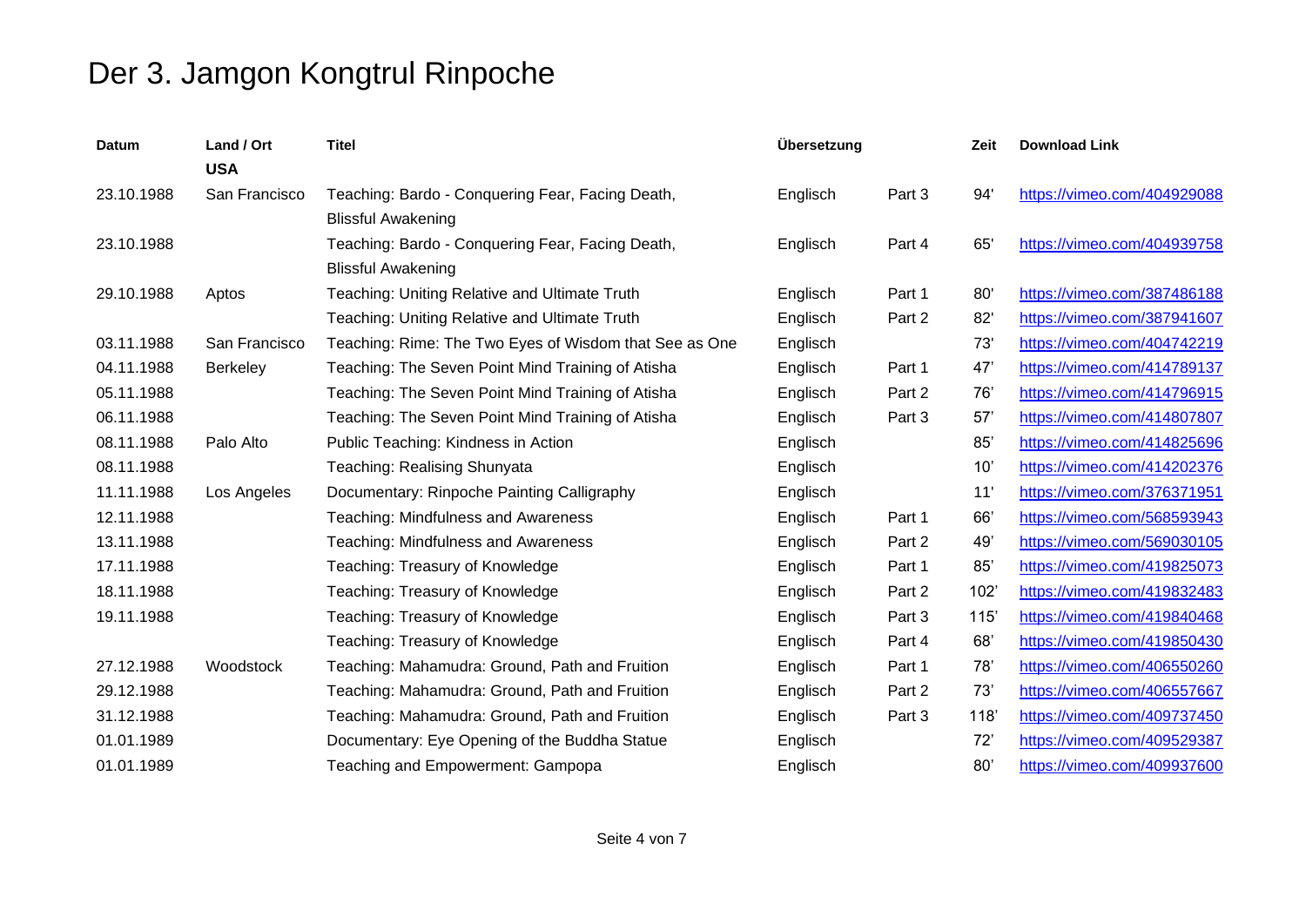# Der 3. Jamgon Kongtrul Rinpoche

| Datum | Land / Ort | Titel | Übersetzung | | Zeit | Download Link |
|---|---|---|---|---|---|---|
| | **USA** | | | | | |
| 23.10.1988 | San Francisco | Teaching: Bardo - Conquering Fear, Facing Death, Blissful Awakening | Englisch | Part 3 | 94' | https://vimeo.com/404929088 |
| 23.10.1988 | | Teaching: Bardo - Conquering Fear, Facing Death, Blissful Awakening | Englisch | Part 4 | 65' | https://vimeo.com/404939758 |
| 29.10.1988 | Aptos | Teaching: Uniting Relative and Ultimate Truth | Englisch | Part 1 | 80' | https://vimeo.com/387486188 |
| | | Teaching: Uniting Relative and Ultimate Truth | Englisch | Part 2 | 82' | https://vimeo.com/387941607 |
| 03.11.1988 | San Francisco | Teaching: Rime: The Two Eyes of Wisdom that See as One | Englisch | | 73' | https://vimeo.com/404742219 |
| 04.11.1988 | Berkeley | Teaching: The Seven Point Mind Training of Atisha | Englisch | Part 1 | 47' | https://vimeo.com/414789137 |
| 05.11.1988 | | Teaching: The Seven Point Mind Training of Atisha | Englisch | Part 2 | 76' | https://vimeo.com/414796915 |
| 06.11.1988 | | Teaching: The Seven Point Mind Training of Atisha | Englisch | Part 3 | 57' | https://vimeo.com/414807807 |
| 08.11.1988 | Palo Alto | Public Teaching: Kindness in Action | Englisch | | 85' | https://vimeo.com/414825696 |
| 08.11.1988 | | Teaching: Realising Shunyata | Englisch | | 10' | https://vimeo.com/414202376 |
| 11.11.1988 | Los Angeles | Documentary: Rinpoche Painting Calligraphy | Englisch | | 11' | https://vimeo.com/376371951 |
| 12.11.1988 | | Teaching: Mindfulness and Awareness | Englisch | Part 1 | 66' | https://vimeo.com/568593943 |
| 13.11.1988 | | Teaching: Mindfulness and Awareness | Englisch | Part 2 | 49' | https://vimeo.com/569030105 |
| 17.11.1988 | | Teaching: Treasury of Knowledge | Englisch | Part 1 | 85' | https://vimeo.com/419825073 |
| 18.11.1988 | | Teaching: Treasury of Knowledge | Englisch | Part 2 | 102' | https://vimeo.com/419832483 |
| 19.11.1988 | | Teaching: Treasury of Knowledge | Englisch | Part 3 | 115' | https://vimeo.com/419840468 |
| | | Teaching: Treasury of Knowledge | Englisch | Part 4 | 68' | https://vimeo.com/419850430 |
| 27.12.1988 | Woodstock | Teaching: Mahamudra: Ground, Path and Fruition | Englisch | Part 1 | 78' | https://vimeo.com/406550260 |
| 29.12.1988 | | Teaching: Mahamudra: Ground, Path and Fruition | Englisch | Part 2 | 73' | https://vimeo.com/406557667 |
| 31.12.1988 | | Teaching: Mahamudra: Ground, Path and Fruition | Englisch | Part 3 | 118' | https://vimeo.com/409737450 |
| 01.01.1989 | | Documentary: Eye Opening of the Buddha Statue | Englisch | | 72' | https://vimeo.com/409529387 |
| 01.01.1989 | | Teaching and Empowerment: Gampopa | Englisch | | 80' | https://vimeo.com/409937600 |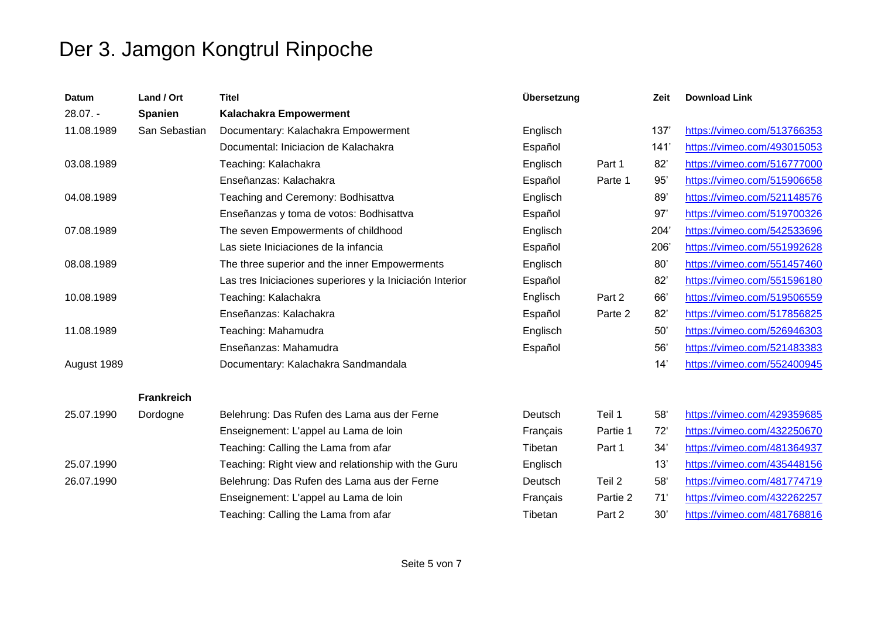# Der 3. Jamgon Kongtrul Rinpoche

| Datum | Land / Ort | Titel | Übersetzung | | Zeit | Download Link |
|---|---|---|---|---|---|---|
| 28.07. - | **Spanien** | **Kalachakra Empowerment** | | | | |
| 11.08.1989 | San Sebastian | Documentary: Kalachakra Empowerment | Englisch | | 137' | https://vimeo.com/513766353 |
| | | Documental: Iniciacion de Kalachakra | Español | | 141' | https://vimeo.com/493015053 |
| 03.08.1989 | | Teaching: Kalachakra | Englisch | Part 1 | 82' | https://vimeo.com/516777000 |
| | | Enseñanzas: Kalachakra | Español | Parte 1 | 95' | https://vimeo.com/515906658 |
| 04.08.1989 | | Teaching and Ceremony: Bodhisattva | Englisch | | 89' | https://vimeo.com/521148576 |
| | | Enseñanzas y toma de votos: Bodhisattva | Español | | 97' | https://vimeo.com/519700326 |
| 07.08.1989 | | The seven Empowerments of childhood | Englisch | | 204' | https://vimeo.com/542533696 |
| | | Las siete Iniciaciones de la infancia | Español | | 206' | https://vimeo.com/551992628 |
| 08.08.1989 | | The three superior and the inner Empowerments | Englisch | | 80' | https://vimeo.com/551457460 |
| | | Las tres Iniciaciones superiores y la Iniciación Interior | Español | | 82' | https://vimeo.com/551596180 |
| 10.08.1989 | | Teaching: Kalachakra | Englisch | Part 2 | 66' | https://vimeo.com/519506559 |
| | | Enseñanzas: Kalachakra | Español | Parte 2 | 82' | https://vimeo.com/517856825 |
| 11.08.1989 | | Teaching: Mahamudra | Englisch | | 50' | https://vimeo.com/526946303 |
| | | Enseñanzas: Mahamudra | Español | | 56' | https://vimeo.com/521483383 |
| August 1989 | | Documentary: Kalachakra Sandmandala | | | 14' | https://vimeo.com/552400945 |
| | **Frankreich** | | | | | |
| 25.07.1990 | Dordogne | Belehrung: Das Rufen des Lama aus der Ferne | Deutsch | Teil 1 | 58' | https://vimeo.com/429359685 |
| | | Enseignement: L'appel au Lama de loin | Français | Partie 1 | 72' | https://vimeo.com/432250670 |
| | | Teaching: Calling the Lama from afar | Tibetan | Part 1 | 34' | https://vimeo.com/481364937 |
| 25.07.1990 | | Teaching: Right view and relationship with the Guru | Englisch | | 13' | https://vimeo.com/435448156 |
| 26.07.1990 | | Belehrung: Das Rufen des Lama aus der Ferne | Deutsch | Teil 2 | 58' | https://vimeo.com/481774719 |
| | | Enseignement: L'appel au Lama de loin | Français | Partie 2 | 71' | https://vimeo.com/432262257 |
| | | Teaching: Calling the Lama from afar | Tibetan | Part 2 | 30' | https://vimeo.com/481768816 |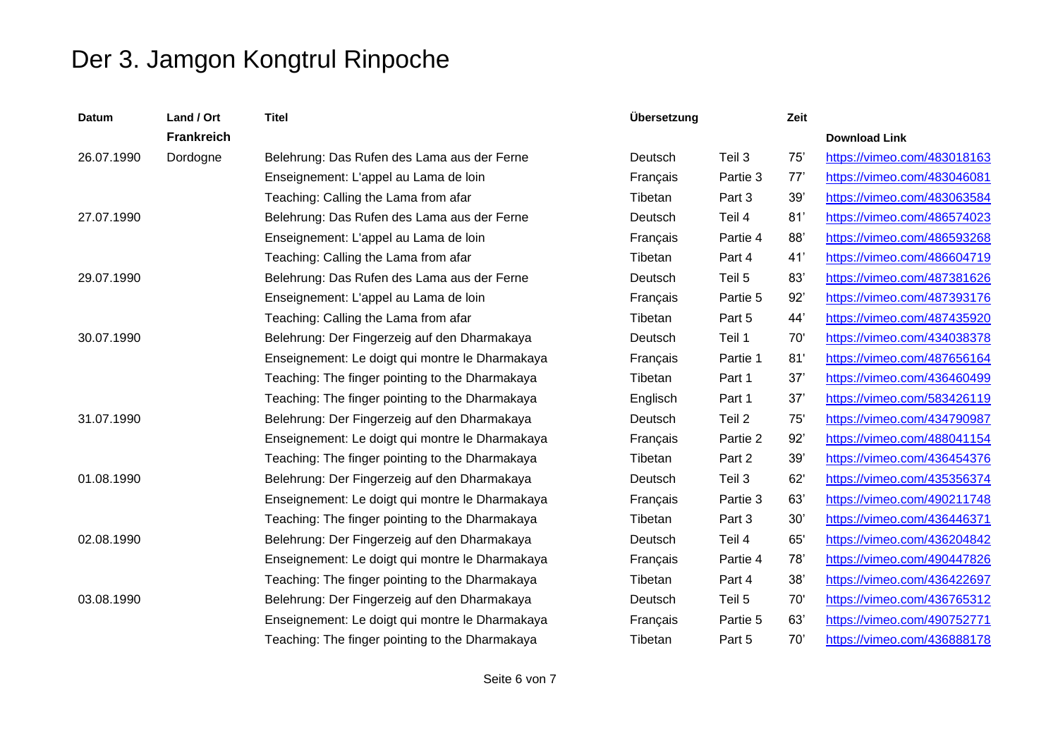# Der 3. Jamgon Kongtrul Rinpoche

| Datum | Land / Ort | Titel | Übersetzung | | Zeit | |
|---|---|---|---|---|---|---|
| | **Frankreich** | | | | | **Download Link** |
| 26.07.1990 | Dordogne | Belehrung: Das Rufen des Lama aus der Ferne | Deutsch | Teil 3 | 75’ | https://vimeo.com/483018163 |
| | | Enseignement: L'appel au Lama de loin | Français | Partie 3 | 77’ | https://vimeo.com/483046081 |
| | | Teaching: Calling the Lama from afar | Tibetan | Part 3 | 39’ | https://vimeo.com/483063584 |
| 27.07.1990 | | Belehrung: Das Rufen des Lama aus der Ferne | Deutsch | Teil 4 | 81’ | https://vimeo.com/486574023 |
| | | Enseignement: L'appel au Lama de loin | Français | Partie 4 | 88’ | https://vimeo.com/486593268 |
| | | Teaching: Calling the Lama from afar | Tibetan | Part 4 | 41’ | https://vimeo.com/486604719 |
| 29.07.1990 | | Belehrung: Das Rufen des Lama aus der Ferne | Deutsch | Teil 5 | 83’ | https://vimeo.com/487381626 |
| | | Enseignement: L'appel au Lama de loin | Français | Partie 5 | 92’ | https://vimeo.com/487393176 |
| | | Teaching: Calling the Lama from afar | Tibetan | Part 5 | 44’ | https://vimeo.com/487435920 |
| 30.07.1990 | | Belehrung: Der Fingerzeig auf den Dharmakaya | Deutsch | Teil 1 | 70' | https://vimeo.com/434038378 |
| | | Enseignement: Le doigt qui montre le Dharmakaya | Français | Partie 1 | 81' | https://vimeo.com/487656164 |
| | | Teaching: The finger pointing to the Dharmakaya | Tibetan | Part 1 | 37’ | https://vimeo.com/436460499 |
| | | Teaching: The finger pointing to the Dharmakaya | Englisch | Part 1 | 37’ | https://vimeo.com/583426119 |
| 31.07.1990 | | Belehrung: Der Fingerzeig auf den Dharmakaya | Deutsch | Teil 2 | 75' | https://vimeo.com/434790987 |
| | | Enseignement: Le doigt qui montre le Dharmakaya | Français | Partie 2 | 92’ | https://vimeo.com/488041154 |
| | | Teaching: The finger pointing to the Dharmakaya | Tibetan | Part 2 | 39’ | https://vimeo.com/436454376 |
| 01.08.1990 | | Belehrung: Der Fingerzeig auf den Dharmakaya | Deutsch | Teil 3 | 62' | https://vimeo.com/435356374 |
| | | Enseignement: Le doigt qui montre le Dharmakaya | Français | Partie 3 | 63’ | https://vimeo.com/490211748 |
| | | Teaching: The finger pointing to the Dharmakaya | Tibetan | Part 3 | 30’ | https://vimeo.com/436446371 |
| 02.08.1990 | | Belehrung: Der Fingerzeig auf den Dharmakaya | Deutsch | Teil 4 | 65' | https://vimeo.com/436204842 |
| | | Enseignement: Le doigt qui montre le Dharmakaya | Français | Partie 4 | 78’ | https://vimeo.com/490447826 |
| | | Teaching: The finger pointing to the Dharmakaya | Tibetan | Part 4 | 38’ | https://vimeo.com/436422697 |
| 03.08.1990 | | Belehrung: Der Fingerzeig auf den Dharmakaya | Deutsch | Teil 5 | 70' | https://vimeo.com/436765312 |
| | | Enseignement: Le doigt qui montre le Dharmakaya | Français | Partie 5 | 63’ | https://vimeo.com/490752771 |
| | | Teaching: The finger pointing to the Dharmakaya | Tibetan | Part 5 | 70’ | https://vimeo.com/436888178 |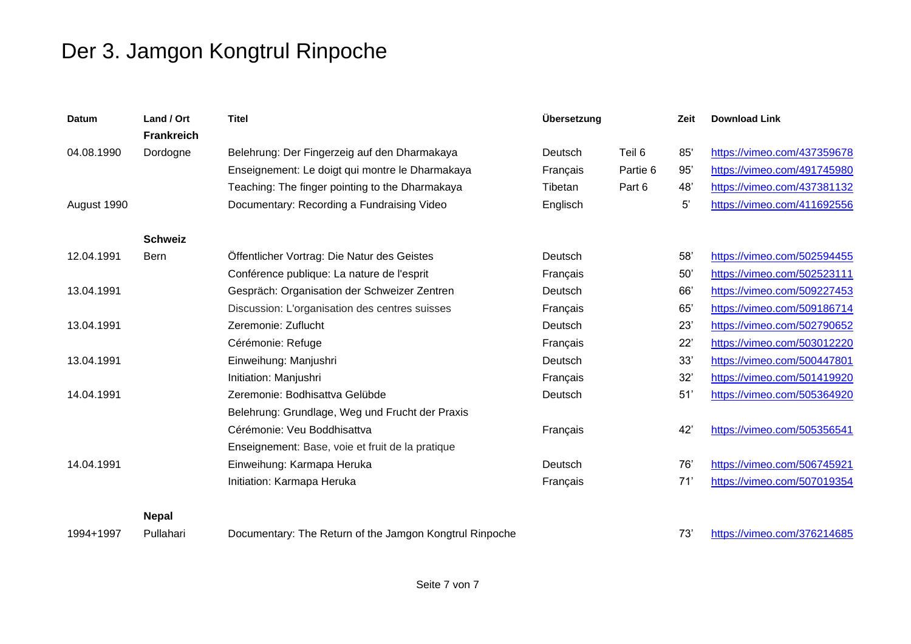# Der 3. Jamgon Kongtrul Rinpoche

| Datum | Land / Ort | Titel | Übersetzung | | Zeit | Download Link |
|---|---|---|---|---|---|---|
| | **Frankreich** | | | | | |
| 04.08.1990 | Dordogne | Belehrung: Der Fingerzeig auf den Dharmakaya | Deutsch | Teil 6 | 85' | https://vimeo.com/437359678 |
| | | Enseignement: Le doigt qui montre le Dharmakaya | Français | Partie 6 | 95' | https://vimeo.com/491745980 |
| | | Teaching: The finger pointing to the Dharmakaya | Tibetan | Part 6 | 48' | https://vimeo.com/437381132 |
| August 1990 | | Documentary: Recording a Fundraising Video | Englisch | | 5' | https://vimeo.com/411692556 |
| | | | | | | |
| | **Schweiz** | | | | | |
| 12.04.1991 | Bern | Öffentlicher Vortrag: Die Natur des Geistes | Deutsch | | 58' | https://vimeo.com/502594455 |
| | | Conférence publique: La nature de l'esprit | Français | | 50' | https://vimeo.com/502523111 |
| 13.04.1991 | | Gespräch: Organisation der Schweizer Zentren | Deutsch | | 66' | https://vimeo.com/509227453 |
| | | Discussion: L'organisation des centres suisses | Français | | 65' | https://vimeo.com/509186714 |
| 13.04.1991 | | Zeremonie: Zuflucht | Deutsch | | 23' | https://vimeo.com/502790652 |
| | | Cérémonie: Refuge | Français | | 22' | https://vimeo.com/503012220 |
| 13.04.1991 | | Einweihung: Manjushri | Deutsch | | 33' | https://vimeo.com/500447801 |
| | | Initiation: Manjushri | Français | | 32' | https://vimeo.com/501419920 |
| 14.04.1991 | | Zeremonie: Bodhisattva Gelübde<br>Belehrung: Grundlage, Weg und Frucht der Praxis | Deutsch | | 51' | https://vimeo.com/505364920 |
| | | Cérémonie: Veu Boddhisattva<br>Enseignement: Base, voie et fruit de la pratique | Français | | 42' | https://vimeo.com/505356541 |
| 14.04.1991 | | Einweihung: Karmapa Heruka | Deutsch | | 76' | https://vimeo.com/506745921 |
| | | Initiation: Karmapa Heruka | Français | | 71' | https://vimeo.com/507019354 |
| | | | | | | |
| | **Nepal** | | | | | |
| 1994+1997 | Pullahari | Documentary: The Return of the Jamgon Kongtrul Rinpoche | | | 73' | https://vimeo.com/376214685 |